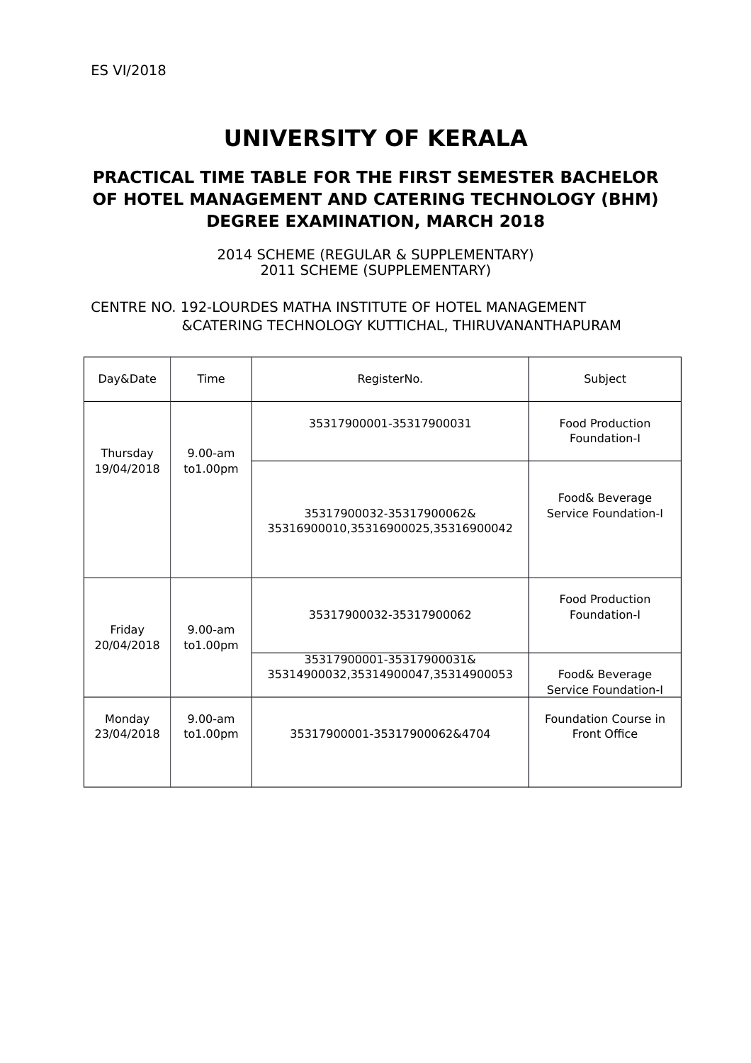ES VI/2018

# UNIVERSITY OF KERALA

## PRACTICAL TIME TABLE FOR THE FIRST SEMESTER BACHELOR OF HOTEL MANAGEMENT AND CATERING TECHNOLOGY (BHM) DEGREE EXAMINATION, MARCH 2018

2014 SCHEME (REGULAR & SUPPLEMENTARY)
2011 SCHEME (SUPPLEMENTARY)

CENTRE NO. 192-LOURDES MATHA INSTITUTE OF HOTEL MANAGEMENT &CATERING TECHNOLOGY KUTTICHAL, THIRUVANANTHAPURAM

| Day&Date | Time | RegisterNo. | Subject |
|---|---|---|---|
| Thursday 19/04/2018 | 9.00-am to1.00pm | 35317900001-35317900031 | Food Production Foundation-I |
| | | 35317900032-35317900062& 35316900010,35316900025,35316900042 | Food& Beverage Service Foundation-I |
| Friday 20/04/2018 | 9.00-am to1.00pm | 35317900032-35317900062 | Food Production Foundation-I |
| | | 35317900001-35317900031& 35314900032,35314900047,35314900053 | Food& Beverage Service Foundation-I |
| Monday 23/04/2018 | 9.00-am to1.00pm | 35317900001-35317900062&4704 | Foundation Course in Front Office |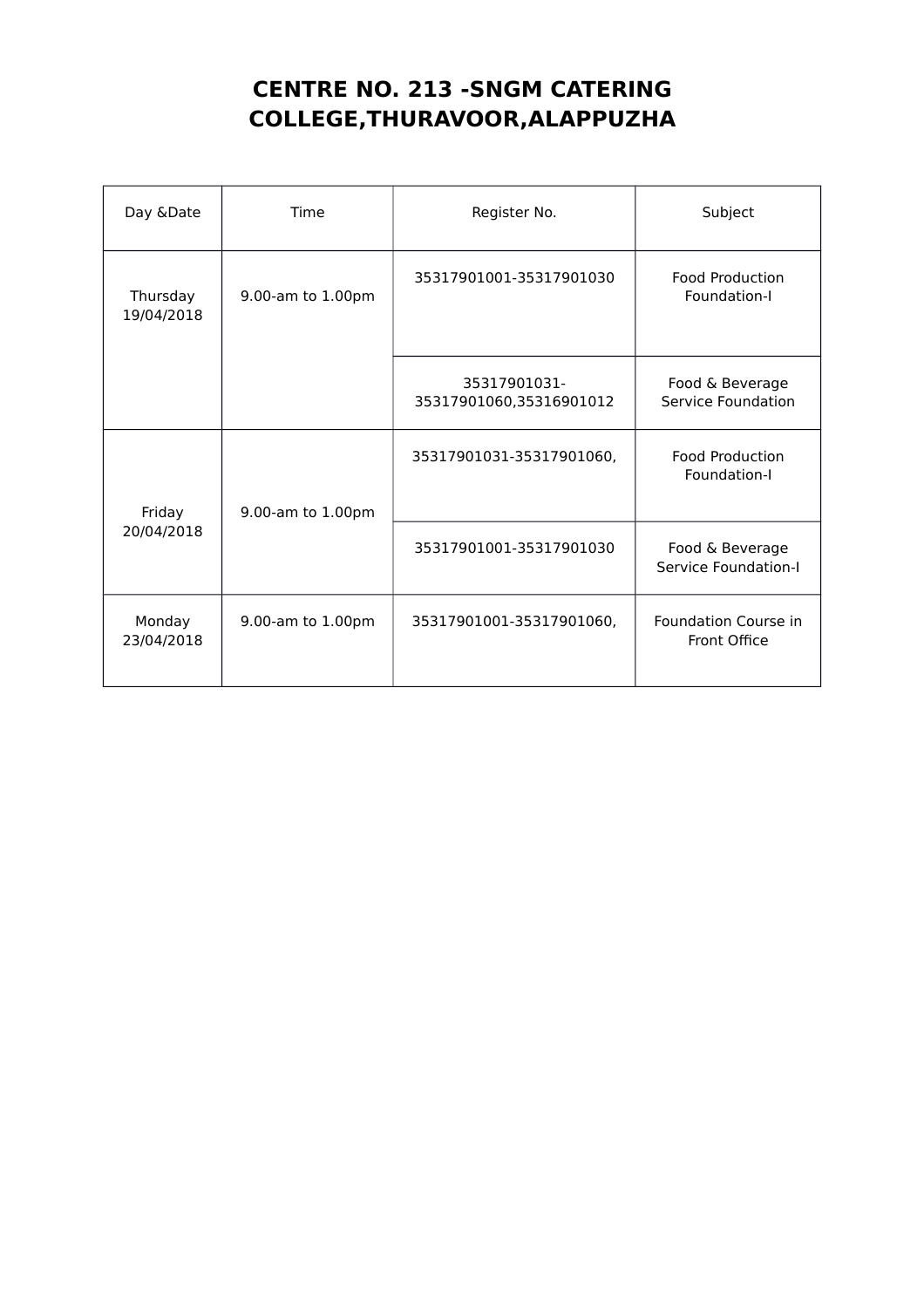# CENTRE NO. 213 -SNGM CATERING COLLEGE,THURAVOOR,ALAPPUZHA

| Day &Date | Time | Register No. | Subject |
|---|---|---|---|
| Thursday 19/04/2018 | 9.00-am to 1.00pm | 35317901001-35317901030 | Food Production Foundation-I |
| | | 35317901031-35317901060,35316901012 | Food & Beverage Service Foundation |
| Friday 20/04/2018 | 9.00-am to 1.00pm | 35317901031-35317901060, | Food Production Foundation-I |
| | | 35317901001-35317901030 | Food & Beverage Service Foundation-I |
| Monday 23/04/2018 | 9.00-am to 1.00pm | 35317901001-35317901060, | Foundation Course in Front Office |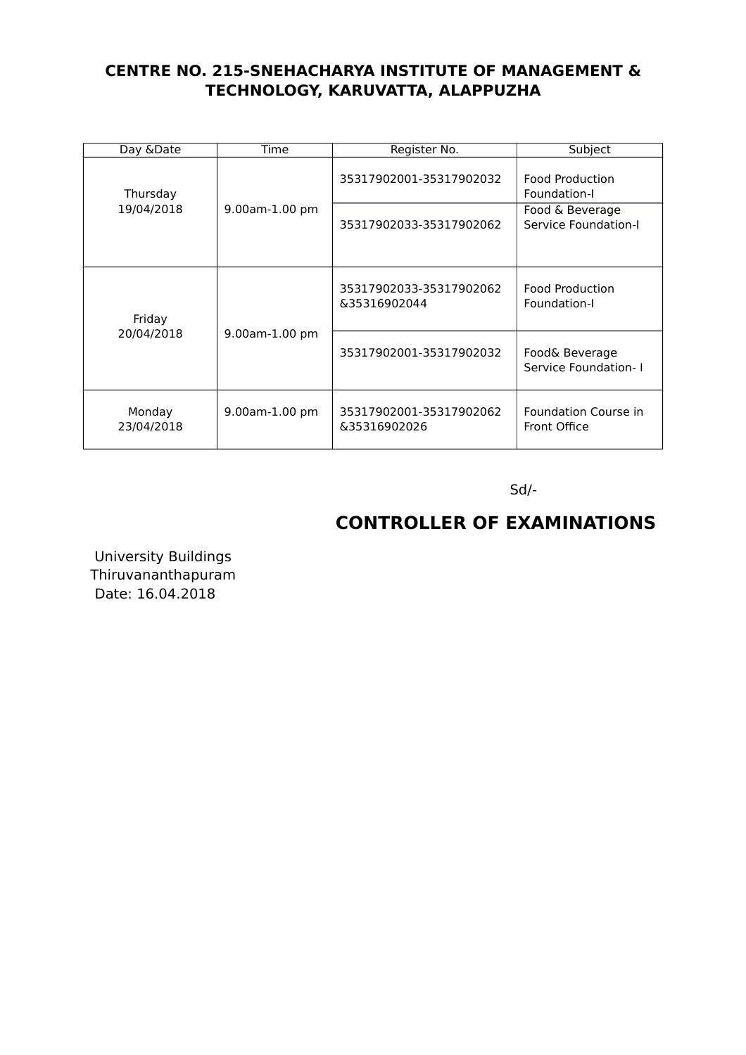## CENTRE NO. 215-SNEHACHARYA INSTITUTE OF MANAGEMENT & TECHNOLOGY, KARUVATTA, ALAPPUZHA

| Day &Date | Time | Register No. | Subject |
|---|---|---|---|
| Thursday 19/04/2018 | 9.00am-1.00 pm | 35317902001-35317902032 | Food Production Foundation-I |
| | | 35317902033-35317902062 | Food & Beverage Service Foundation-I |
| Friday 20/04/2018 | 9.00am-1.00 pm | 35317902033-35317902062 &35316902044 | Food Production Foundation-I |
| | | 35317902001-35317902032 | Food& Beverage Service Foundation- I |
| Monday 23/04/2018 | 9.00am-1.00 pm | 35317902001-35317902062 &35316902026 | Foundation Course in Front Office |

Sd/-

**CONTROLLER OF EXAMINATIONS**

University Buildings
Thiruvananthapuram
Date: 16.04.2018